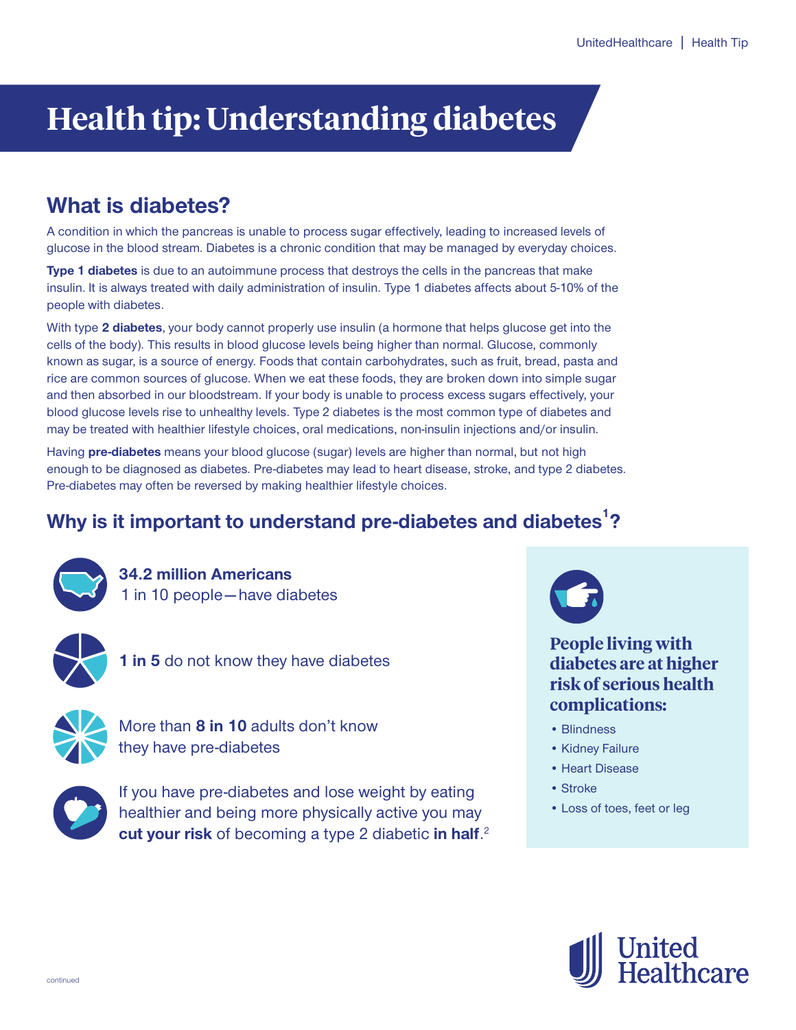# Health tip: Understanding diabetes

## What is diabetes?

A condition in which the pancreas is unable to process sugar effectively, leading to increased levels of glucose in the blood stream. Diabetes is a chronic condition that may be managed by everyday choices.

**Type 1 diabetes** is due to an autoimmune process that destroys the cells in the pancreas that make insulin. It is always treated with daily administration of insulin. Type 1 diabetes affects about 5-10% of the people with diabetes.

With type **2 diabetes**, your body cannot properly use insulin (a hormone that helps glucose get into the cells of the body). This results in blood glucose levels being higher than normal. Glucose, commonly known as sugar, is a source of energy. Foods that contain carbohydrates, such as fruit, bread, pasta and rice are common sources of glucose. When we eat these foods, they are broken down into simple sugar and then absorbed in our bloodstream. If your body is unable to process excess sugars effectively, your blood glucose levels rise to unhealthy levels. Type 2 diabetes is the most common type of diabetes and may be treated with healthier lifestyle choices, oral medications, non-insulin injections and/or insulin.

Having **pre-diabetes** means your blood glucose (sugar) levels are higher than normal, but not high enough to be diagnosed as diabetes. Pre-diabetes may lead to heart disease, stroke, and type 2 diabetes. Pre-diabetes may often be reversed by making healthier lifestyle choices.

## Why is it important to understand pre-diabetes and diabetes[1]?

**34.2 million Americans**
1 in 10 people—have diabetes

**1 in 5** do not know they have diabetes

More than **8 in 10** adults don't know they have pre-diabetes

If you have pre-diabetes and lose weight by eating healthier and being more physically active you may **cut your risk** of becoming a type 2 diabetic **in half**.[2]

### People living with diabetes are at higher risk of serious health complications:

- Blindness
- Kidney Failure
- Heart Disease
- Stroke
- Loss of toes, feet or leg

continued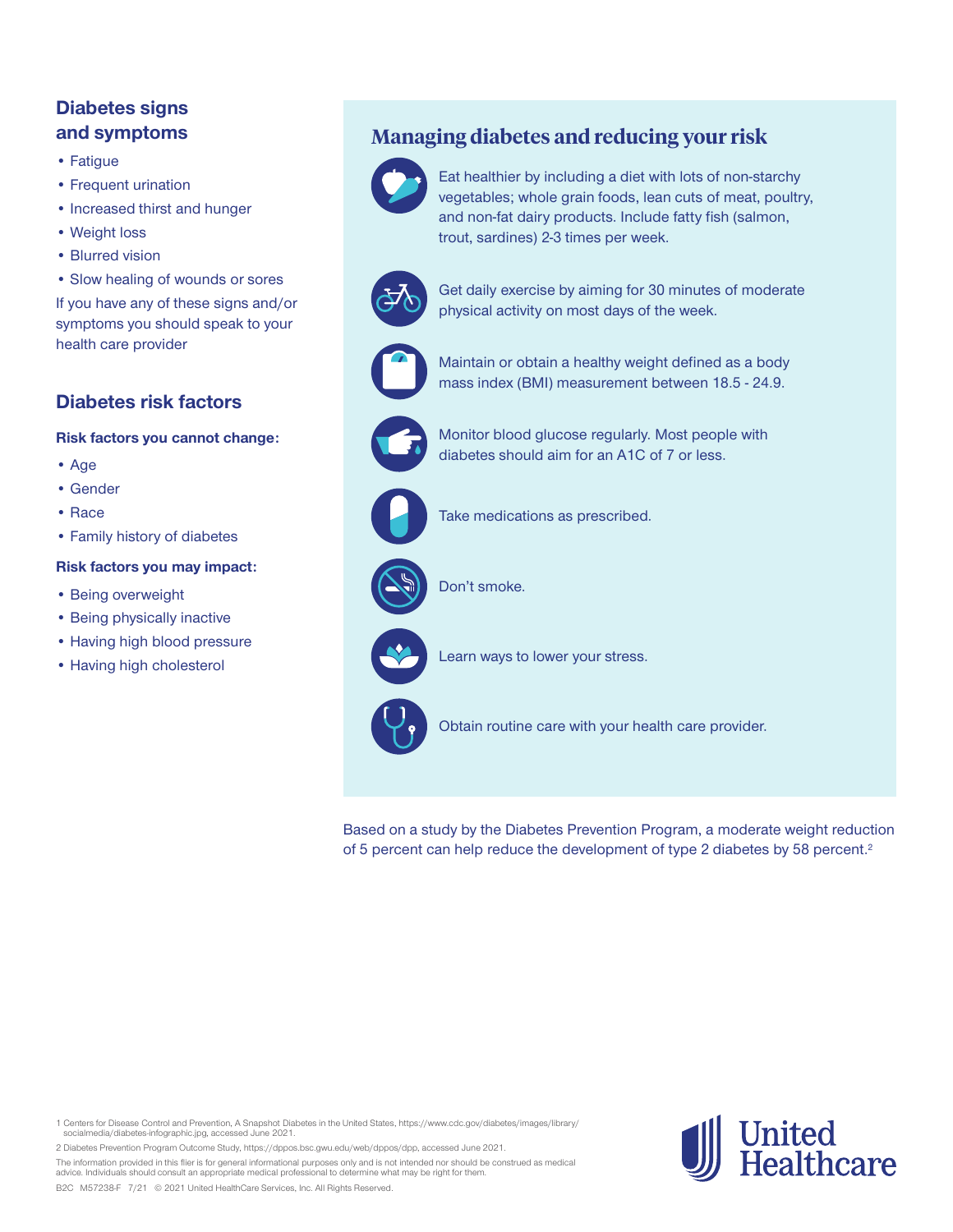## Diabetes signs and symptoms

- Fatigue
- Frequent urination
- Increased thirst and hunger
- Weight loss
- Blurred vision
- Slow healing of wounds or sores

If you have any of these signs and/or symptoms you should speak to your health care provider

## Diabetes risk factors

**Risk factors you cannot change:**

- Age
- Gender
- Race
- Family history of diabetes

**Risk factors you may impact:**

- Being overweight
- Being physically inactive
- Having high blood pressure
- Having high cholesterol

## Managing diabetes and reducing your risk

- Eat healthier by including a diet with lots of non-starchy vegetables; whole grain foods, lean cuts of meat, poultry, and non-fat dairy products. Include fatty fish (salmon, trout, sardines) 2-3 times per week.
- Get daily exercise by aiming for 30 minutes of moderate physical activity on most days of the week.
- Maintain or obtain a healthy weight defined as a body mass index (BMI) measurement between 18.5 - 24.9.
- Monitor blood glucose regularly. Most people with diabetes should aim for an A1C of 7 or less.
- Take medications as prescribed.
- Don't smoke.
- Learn ways to lower your stress.
- Obtain routine care with your health care provider.

Based on a study by the Diabetes Prevention Program, a moderate weight reduction of 5 percent can help reduce the development of type 2 diabetes by 58 percent.[2]

1 Centers for Disease Control and Prevention, A Snapshot Diabetes in the United States, https://www.cdc.gov/diabetes/images/library/socialmedia/diabetes-infographic.jpg, accessed June 2021.

2 Diabetes Prevention Program Outcome Study, https://dppos.bsc.gwu.edu/web/dppos/dpp, accessed June 2021.

The information provided in this flier is for general informational purposes only and is not intended nor should be construed as medical advice. Individuals should consult an appropriate medical professional to determine what may be right for them.

B2C M57238-F 7/21 © 2021 United HealthCare Services, Inc. All Rights Reserved.

United Healthcare